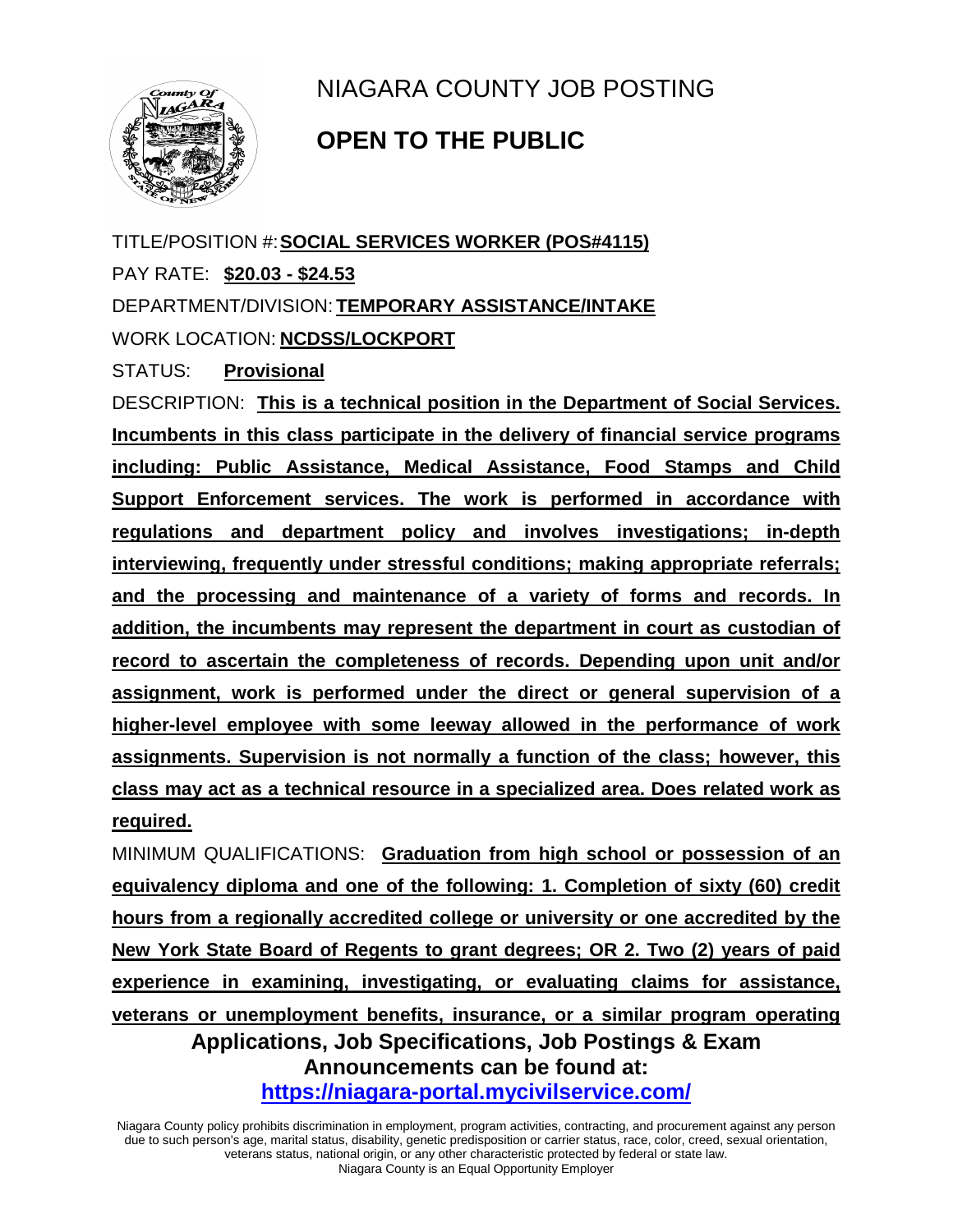# NIAGARA COUNTY JOB POSTING

## OPEN TO THE PUBLIC

TITLE/POSITION #: **SOCIAL SERVICES WORKER (POS#4115)**

PAY RATE: **$20.03 - $24.53**

DEPARTMENT/DIVISION: **TEMPORARY ASSISTANCE/INTAKE**

WORK LOCATION: **NCDSS/LOCKPORT**

STATUS: **Provisional**

DESCRIPTION: **This is a technical position in the Department of Social Services. Incumbents in this class participate in the delivery of financial service programs including: Public Assistance, Medical Assistance, Food Stamps and Child Support Enforcement services. The work is performed in accordance with regulations and department policy and involves investigations; in-depth interviewing, frequently under stressful conditions; making appropriate referrals; and the processing and maintenance of a variety of forms and records. In addition, the incumbents may represent the department in court as custodian of record to ascertain the completeness of records. Depending upon unit and/or assignment, work is performed under the direct or general supervision of a higher-level employee with some leeway allowed in the performance of work assignments. Supervision is not normally a function of the class; however, this class may act as a technical resource in a specialized area. Does related work as required.**

MINIMUM QUALIFICATIONS: **Graduation from high school or possession of an equivalency diploma and one of the following: 1. Completion of sixty (60) credit hours from a regionally accredited college or university or one accredited by the New York State Board of Regents to grant degrees; OR 2. Two (2) years of paid experience in examining, investigating, or evaluating claims for assistance, veterans or unemployment benefits, insurance, or a similar program operating**

**Applications, Job Specifications, Job Postings & Exam Announcements can be found at:**
**https://niagara-portal.mycivilservice.com/**

Niagara County policy prohibits discrimination in employment, program activities, contracting, and procurement against any person due to such person's age, marital status, disability, genetic predisposition or carrier status, race, color, creed, sexual orientation, veterans status, national origin, or any other characteristic protected by federal or state law.
Niagara County is an Equal Opportunity Employer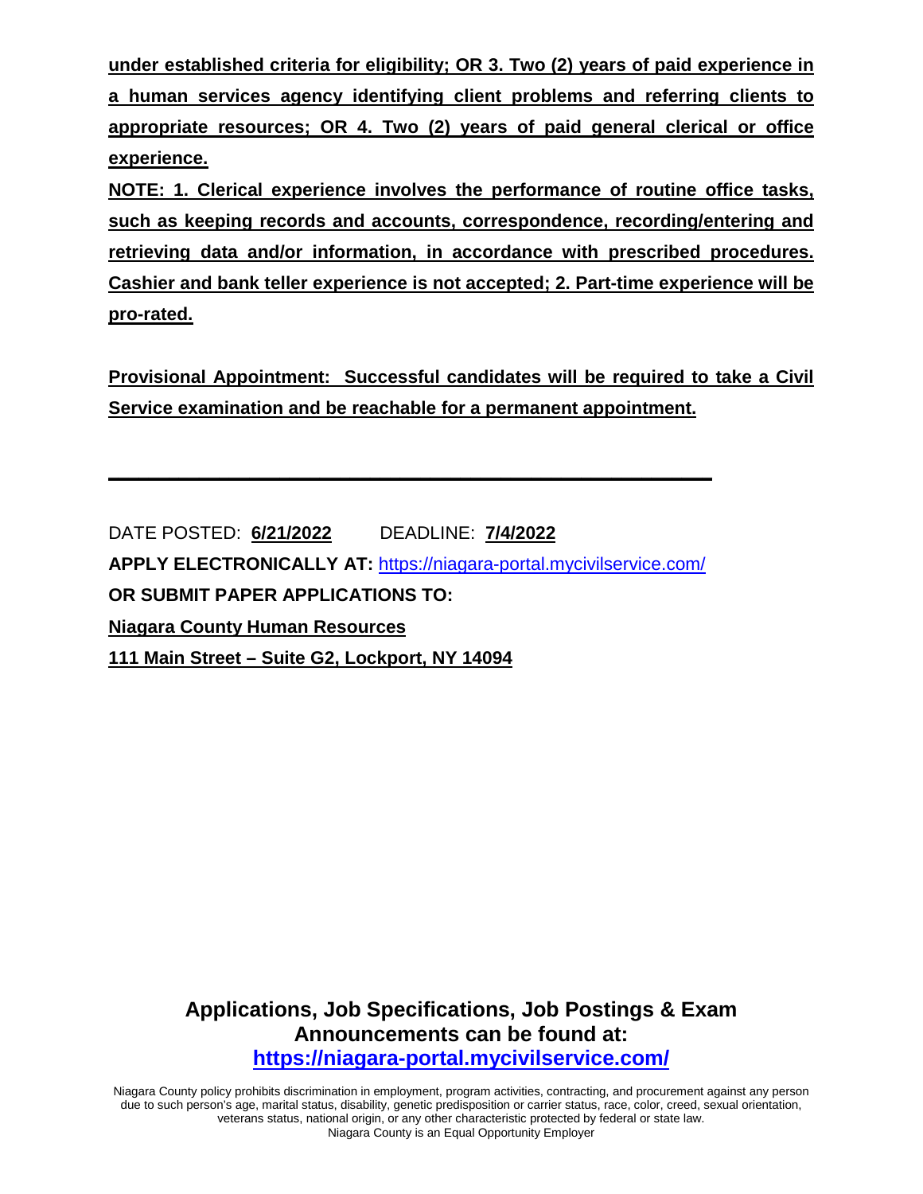**under established criteria for eligibility; OR 3. Two (2) years of paid experience in a human services agency identifying client problems and referring clients to appropriate resources; OR 4. Two (2) years of paid general clerical or office experience.**

**NOTE: 1. Clerical experience involves the performance of routine office tasks, such as keeping records and accounts, correspondence, recording/entering and retrieving data and/or information, in accordance with prescribed procedures. Cashier and bank teller experience is not accepted; 2. Part-time experience will be pro-rated.**

**Provisional Appointment: Successful candidates will be required to take a Civil Service examination and be reachable for a permanent appointment.**

---

DATE POSTED: **6/21/2022** DEADLINE: **7/4/2022**

**APPLY ELECTRONICALLY AT:** https://niagara-portal.mycivilservice.com/

**OR SUBMIT PAPER APPLICATIONS TO:**

**Niagara County Human Resources**

**111 Main Street – Suite G2, Lockport, NY 14094**

**Applications, Job Specifications, Job Postings & Exam Announcements can be found at:**
**https://niagara-portal.mycivilservice.com/**

Niagara County policy prohibits discrimination in employment, program activities, contracting, and procurement against any person due to such person's age, marital status, disability, genetic predisposition or carrier status, race, color, creed, sexual orientation, veterans status, national origin, or any other characteristic protected by federal or state law.
Niagara County is an Equal Opportunity Employer